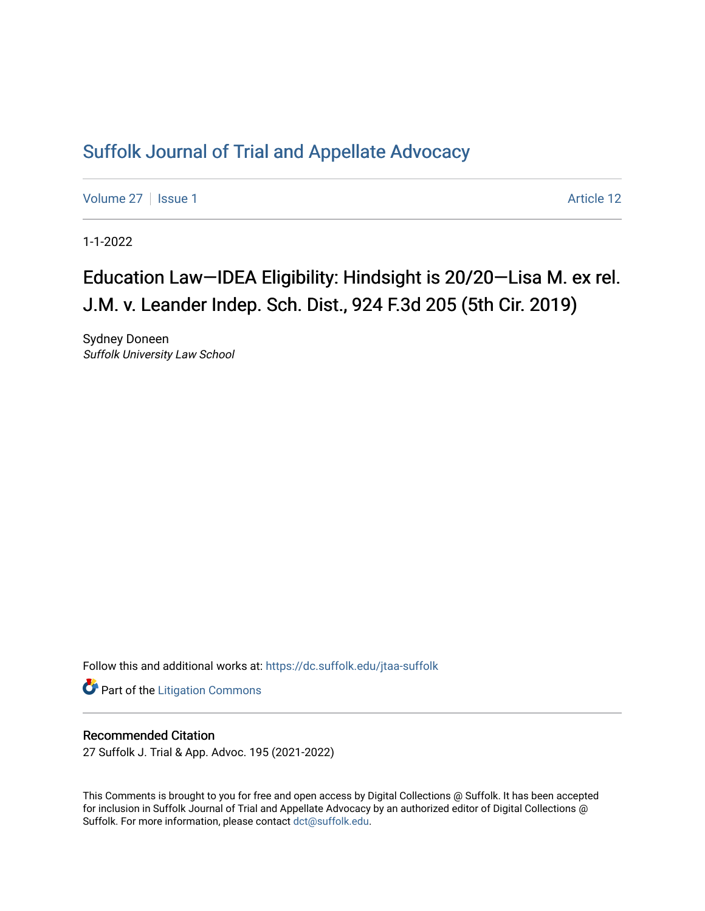# Suffolk Journal of Trial and Appellate Advocacy

Volume 27 | Issue 1 | Article 12

1-1-2022

## Education Law—IDEA Eligibility: Hindsight is 20/20—Lisa M. ex rel. J.M. v. Leander Indep. Sch. Dist., 924 F.3d 205 (5th Cir. 2019)

Sydney Doneen
*Suffolk University Law School*

Follow this and additional works at: https://dc.suffolk.edu/jtaa-suffolk

Part of the Litigation Commons

### Recommended Citation

27 Suffolk J. Trial & App. Advoc. 195 (2021-2022)

This Comments is brought to you for free and open access by Digital Collections @ Suffolk. It has been accepted for inclusion in Suffolk Journal of Trial and Appellate Advocacy by an authorized editor of Digital Collections @ Suffolk. For more information, please contact dct@suffolk.edu.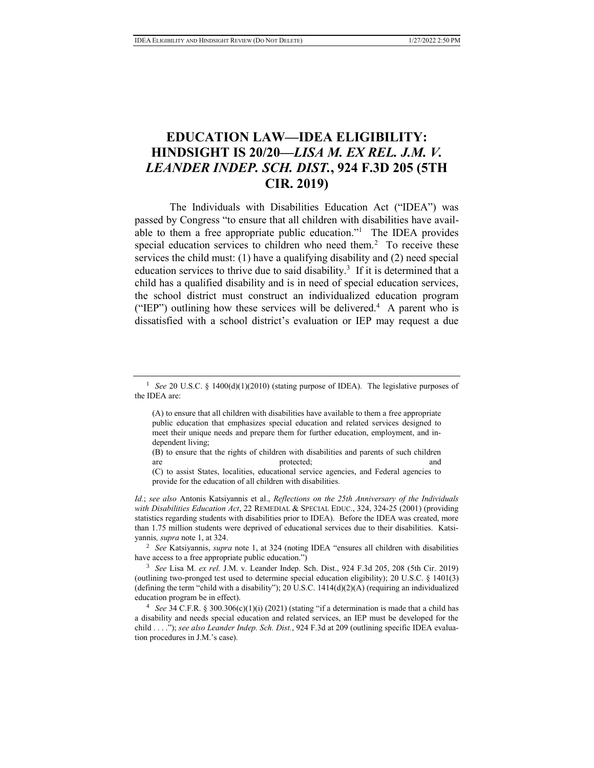# EDUCATION LAW—IDEA ELIGIBILITY: HINDSIGHT IS 20/20—*LISA M. EX REL. J.M. V. LEANDER INDEP. SCH. DIST.*, 924 F.3D 205 (5TH CIR. 2019)

The Individuals with Disabilities Education Act ("IDEA") was passed by Congress "to ensure that all children with disabilities have available to them a free appropriate public education."[1] The IDEA provides special education services to children who need them.[2] To receive these services the child must: (1) have a qualifying disability and (2) need special education services to thrive due to said disability.[3] If it is determined that a child has a qualified disability and is in need of special education services, the school district must construct an individualized education program ("IEP") outlining how these services will be delivered.[4] A parent who is dissatisfied with a school district's evaluation or IEP may request a due

---

[1] *See* 20 U.S.C. § 1400(d)(1)(2010) (stating purpose of IDEA). The legislative purposes of the IDEA are:

> (A) to ensure that all children with disabilities have available to them a free appropriate public education that emphasizes special education and related services designed to meet their unique needs and prepare them for further education, employment, and independent living;
> (B) to ensure that the rights of children with disabilities and parents of such children are protected; and
> (C) to assist States, localities, educational service agencies, and Federal agencies to provide for the education of all children with disabilities.

*Id.*; *see also* Antonis Katsiyannis et al., *Reflections on the 25th Anniversary of the Individuals with Disabilities Education Act*, 22 REMEDIAL & SPECIAL EDUC., 324, 324-25 (2001) (providing statistics regarding students with disabilities prior to IDEA). Before the IDEA was created, more than 1.75 million students were deprived of educational services due to their disabilities. Katsiyannis*, supra* note 1, at 324.

[2] *See* Katsiyannis, *supra* note 1, at 324 (noting IDEA "ensures all children with disabilities have access to a free appropriate public education.")

[3] *See* Lisa M. *ex rel.* J.M. v. Leander Indep. Sch. Dist., 924 F.3d 205, 208 (5th Cir. 2019) (outlining two-pronged test used to determine special education eligibility); 20 U.S.C. § 1401(3) (defining the term "child with a disability"); 20 U.S.C. 1414(d)(2)(A) (requiring an individualized education program be in effect).

[4] *See* 34 C.F.R. § 300.306(c)(1)(i) (2021) (stating "if a determination is made that a child has a disability and needs special education and related services, an IEP must be developed for the child . . . ."); *see also Leander Indep. Sch. Dist.*, 924 F.3d at 209 (outlining specific IDEA evaluation procedures in J.M.'s case).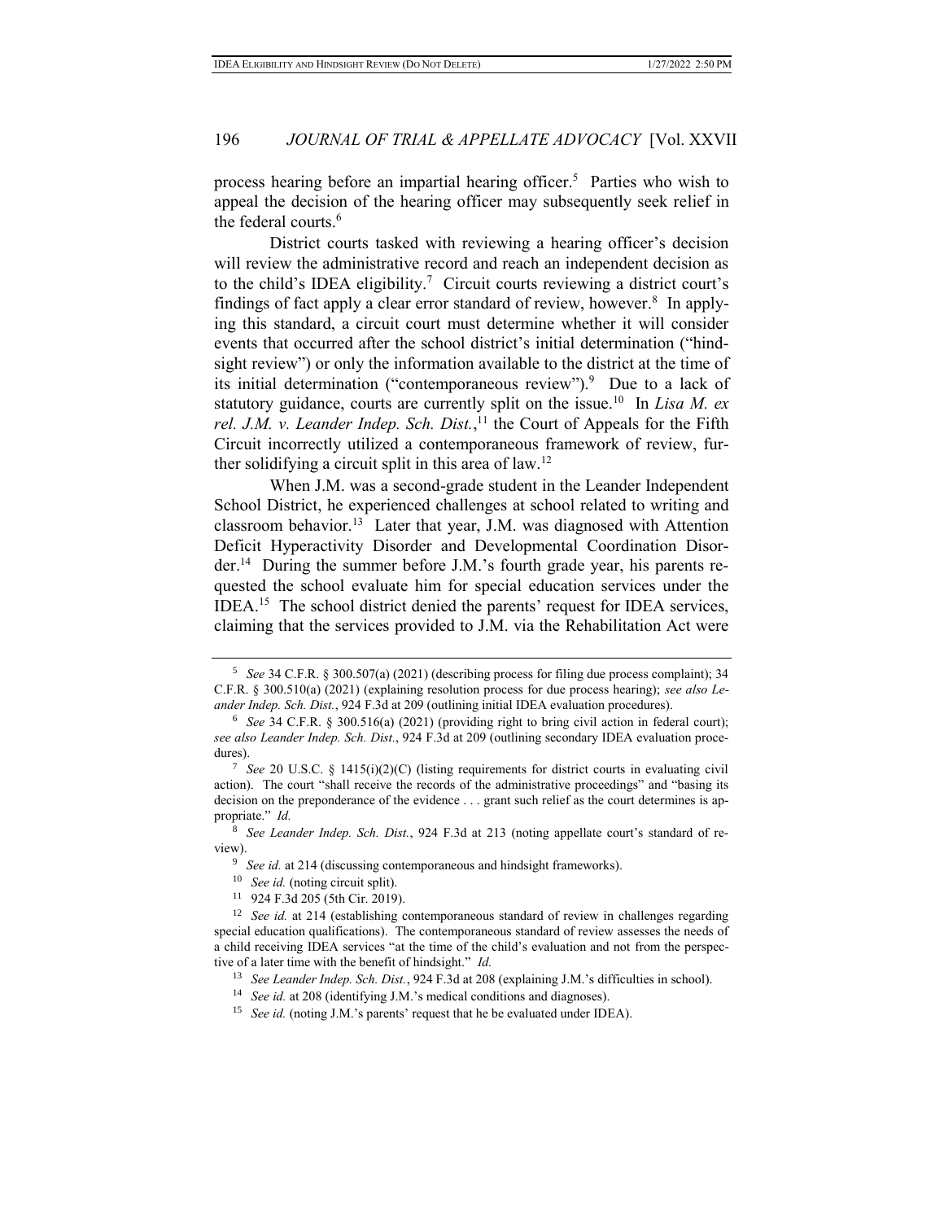process hearing before an impartial hearing officer.[5] Parties who wish to appeal the decision of the hearing officer may subsequently seek relief in the federal courts.[6]

District courts tasked with reviewing a hearing officer's decision will review the administrative record and reach an independent decision as to the child's IDEA eligibility.[7] Circuit courts reviewing a district court's findings of fact apply a clear error standard of review, however.[8] In applying this standard, a circuit court must determine whether it will consider events that occurred after the school district's initial determination ("hindsight review") or only the information available to the district at the time of its initial determination ("contemporaneous review").[9] Due to a lack of statutory guidance, courts are currently split on the issue.[10] In *Lisa M. ex rel. J.M. v. Leander Indep. Sch. Dist.*,[11] the Court of Appeals for the Fifth Circuit incorrectly utilized a contemporaneous framework of review, further solidifying a circuit split in this area of law.[12]

When J.M. was a second-grade student in the Leander Independent School District, he experienced challenges at school related to writing and classroom behavior.[13] Later that year, J.M. was diagnosed with Attention Deficit Hyperactivity Disorder and Developmental Coordination Disorder.[14] During the summer before J.M.'s fourth grade year, his parents requested the school evaluate him for special education services under the IDEA.[15] The school district denied the parents' request for IDEA services, claiming that the services provided to J.M. via the Rehabilitation Act were

---

[5] *See* 34 C.F.R. § 300.507(a) (2021) (describing process for filing due process complaint); 34 C.F.R. § 300.510(a) (2021) (explaining resolution process for due process hearing); *see also Leander Indep. Sch. Dist.*, 924 F.3d at 209 (outlining initial IDEA evaluation procedures).

[6] *See* 34 C.F.R. § 300.516(a) (2021) (providing right to bring civil action in federal court); *see also Leander Indep. Sch. Dist.*, 924 F.3d at 209 (outlining secondary IDEA evaluation procedures).

[7] *See* 20 U.S.C. § 1415(i)(2)(C) (listing requirements for district courts in evaluating civil action). The court "shall receive the records of the administrative proceedings" and "basing its decision on the preponderance of the evidence . . . grant such relief as the court determines is appropriate." *Id.*

[8] *See Leander Indep. Sch. Dist.*, 924 F.3d at 213 (noting appellate court's standard of review).

[9] *See id.* at 214 (discussing contemporaneous and hindsight frameworks).

[10] *See id.* (noting circuit split).

[11] 924 F.3d 205 (5th Cir. 2019).

[12] *See id.* at 214 (establishing contemporaneous standard of review in challenges regarding special education qualifications). The contemporaneous standard of review assesses the needs of a child receiving IDEA services "at the time of the child's evaluation and not from the perspective of a later time with the benefit of hindsight." *Id.*

[13] *See Leander Indep. Sch. Dist.*, 924 F.3d at 208 (explaining J.M.'s difficulties in school).

[14] *See id.* at 208 (identifying J.M.'s medical conditions and diagnoses).

[15] *See id.* (noting J.M.'s parents' request that he be evaluated under IDEA).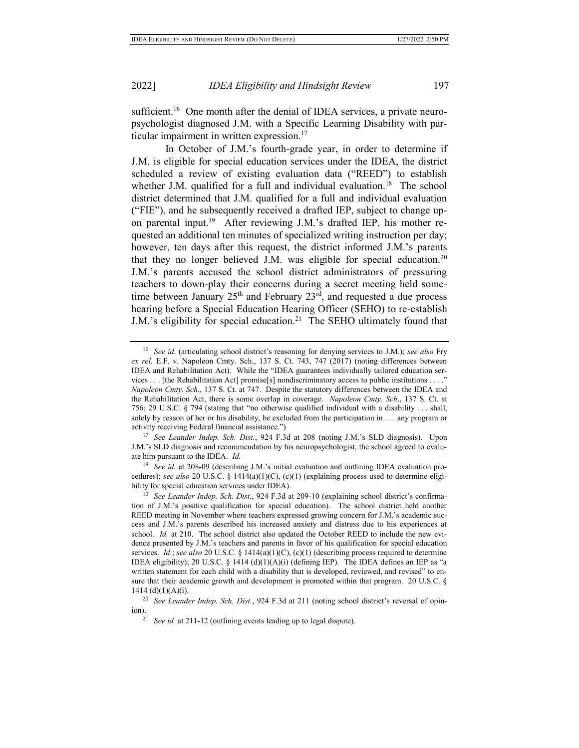sufficient.[16] One month after the denial of IDEA services, a private neuropsychologist diagnosed J.M. with a Specific Learning Disability with particular impairment in written expression.[17]

In October of J.M.'s fourth-grade year, in order to determine if J.M. is eligible for special education services under the IDEA, the district scheduled a review of existing evaluation data ("REED") to establish whether J.M. qualified for a full and individual evaluation.[18] The school district determined that J.M. qualified for a full and individual evaluation ("FIE"), and he subsequently received a drafted IEP, subject to change upon parental input.[19] After reviewing J.M.'s drafted IEP, his mother requested an additional ten minutes of specialized writing instruction per day; however, ten days after this request, the district informed J.M.'s parents that they no longer believed J.M. was eligible for special education.[20] J.M.'s parents accused the school district administrators of pressuring teachers to down-play their concerns during a secret meeting held sometime between January 25th and February 23rd, and requested a due process hearing before a Special Education Hearing Officer (SEHO) to re-establish J.M.'s eligibility for special education.[21] The SEHO ultimately found that

---

[16] *See id.* (articulating school district's reasoning for denying services to J.M.); *see also* Fry *ex rel.* E.F. v. Napoleon Cmty. Sch., 137 S. Ct. 743, 747 (2017) (noting differences between IDEA and Rehabilitation Act). While the "IDEA guarantees individually tailored education services . . . [the Rehabilitation Act] promise[s] nondiscriminatory access to public institutions . . . ." *Napoleon Cmty. Sch.*, 137 S. Ct. at 747. Despite the statutory differences between the IDEA and the Rehabilitation Act, there is some overlap in coverage. *Napoleon Cmty. Sch*., 137 S. Ct. at 756; 29 U.S.C. § 794 (stating that "no otherwise qualified individual with a disability . . . shall, solely by reason of her or his disability, be excluded from the participation in . . . any program or activity receiving Federal financial assistance.")

[17] *See Leander Indep. Sch. Dist.*, 924 F.3d at 208 (noting J.M.'s SLD diagnosis). Upon J.M.'s SLD diagnosis and recommendation by his neuropsychologist, the school agreed to evaluate him pursuant to the IDEA. *Id.*

[18] *See id.* at 208-09 (describing J.M.'s initial evaluation and outlining IDEA evaluation procedures); *see also* 20 U.S.C. § 1414(a)(1)(C), (c)(1) (explaining process used to determine eligibility for special education services under IDEA).

[19] *See Leander Indep. Sch. Dist.*, 924 F.3d at 209-10 (explaining school district's confirmation of J.M.'s positive qualification for special education). The school district held another REED meeting in November where teachers expressed growing concern for J.M.'s academic success and J.M.'s parents described his increased anxiety and distress due to his experiences at school. *Id.* at 210. The school district also updated the October REED to include the new evidence presented by J.M.'s teachers and parents in favor of his qualification for special education services. *Id.*; *see also* 20 U.S.C. § 1414(a)(1)(C), (c)(1) (describing process required to determine IDEA eligibility); 20 U.S.C. § 1414 (d)(1)(A)(i) (defining IEP). The IDEA defines an IEP as "a written statement for each child with a disability that is developed, reviewed, and revised" to ensure that their academic growth and development is promoted within that program. 20 U.S.C. § 1414 (d)(1)(A)(i).

[20] *See Leander Indep. Sch. Dist.*, 924 F.3d at 211 (noting school district's reversal of opinion).

[21] *See id.* at 211-12 (outlining events leading up to legal dispute).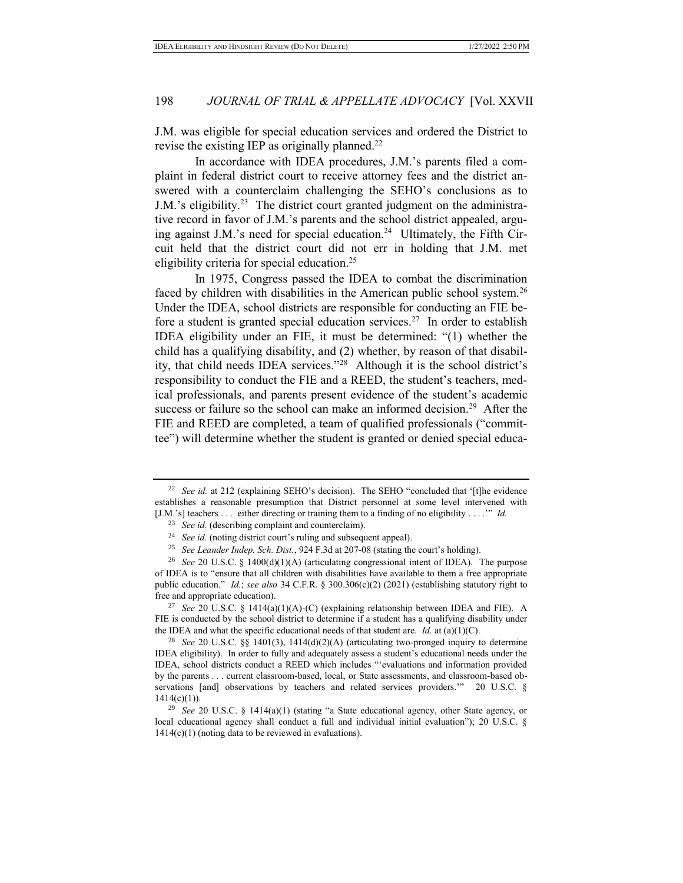J.M. was eligible for special education services and ordered the District to revise the existing IEP as originally planned.[22]

In accordance with IDEA procedures, J.M.'s parents filed a complaint in federal district court to receive attorney fees and the district answered with a counterclaim challenging the SEHO's conclusions as to J.M.'s eligibility.[23] The district court granted judgment on the administrative record in favor of J.M.'s parents and the school district appealed, arguing against J.M.'s need for special education.[24] Ultimately, the Fifth Circuit held that the district court did not err in holding that J.M. met eligibility criteria for special education.[25]

In 1975, Congress passed the IDEA to combat the discrimination faced by children with disabilities in the American public school system.[26] Under the IDEA, school districts are responsible for conducting an FIE before a student is granted special education services.[27] In order to establish IDEA eligibility under an FIE, it must be determined: "(1) whether the child has a qualifying disability, and (2) whether, by reason of that disability, that child needs IDEA services."[28] Although it is the school district's responsibility to conduct the FIE and a REED, the student's teachers, medical professionals, and parents present evidence of the student's academic success or failure so the school can make an informed decision.[29] After the FIE and REED are completed, a team of qualified professionals ("committee") will determine whether the student is granted or denied special educa-

---

[22] *See id.* at 212 (explaining SEHO's decision). The SEHO "concluded that '[t]he evidence establishes a reasonable presumption that District personnel at some level intervened with [J.M.'s] teachers . . . either directing or training them to a finding of no eligibility . . . .'" *Id.*

[23] *See id.* (describing complaint and counterclaim).

[24] *See id.* (noting district court's ruling and subsequent appeal).

[25] *See Leander Indep. Sch. Dist.*, 924 F.3d at 207-08 (stating the court's holding).

[26] *See* 20 U.S.C. § 1400(d)(1)(A) (articulating congressional intent of IDEA). The purpose of IDEA is to "ensure that all children with disabilities have available to them a free appropriate public education." *Id.*; *see also* 34 C.F.R. § 300.306(c)(2) (2021) (establishing statutory right to free and appropriate education).

[27] *See* 20 U.S.C. § 1414(a)(1)(A)-(C) (explaining relationship between IDEA and FIE). A FIE is conducted by the school district to determine if a student has a qualifying disability under the IDEA and what the specific educational needs of that student are. *Id.* at (a)(1)(C).

[28] *See* 20 U.S.C. §§ 1401(3), 1414(d)(2)(A) (articulating two-pronged inquiry to determine IDEA eligibility). In order to fully and adequately assess a student's educational needs under the IDEA, school districts conduct a REED which includes "'evaluations and information provided by the parents . . . current classroom-based, local, or State assessments, and classroom-based observations [and] observations by teachers and related services providers.'" 20 U.S.C. § 1414(c)(1)).

[29] *See* 20 U.S.C. § 1414(a)(1) (stating "a State educational agency, other State agency, or local educational agency shall conduct a full and individual initial evaluation"); 20 U.S.C. § 1414(c)(1) (noting data to be reviewed in evaluations).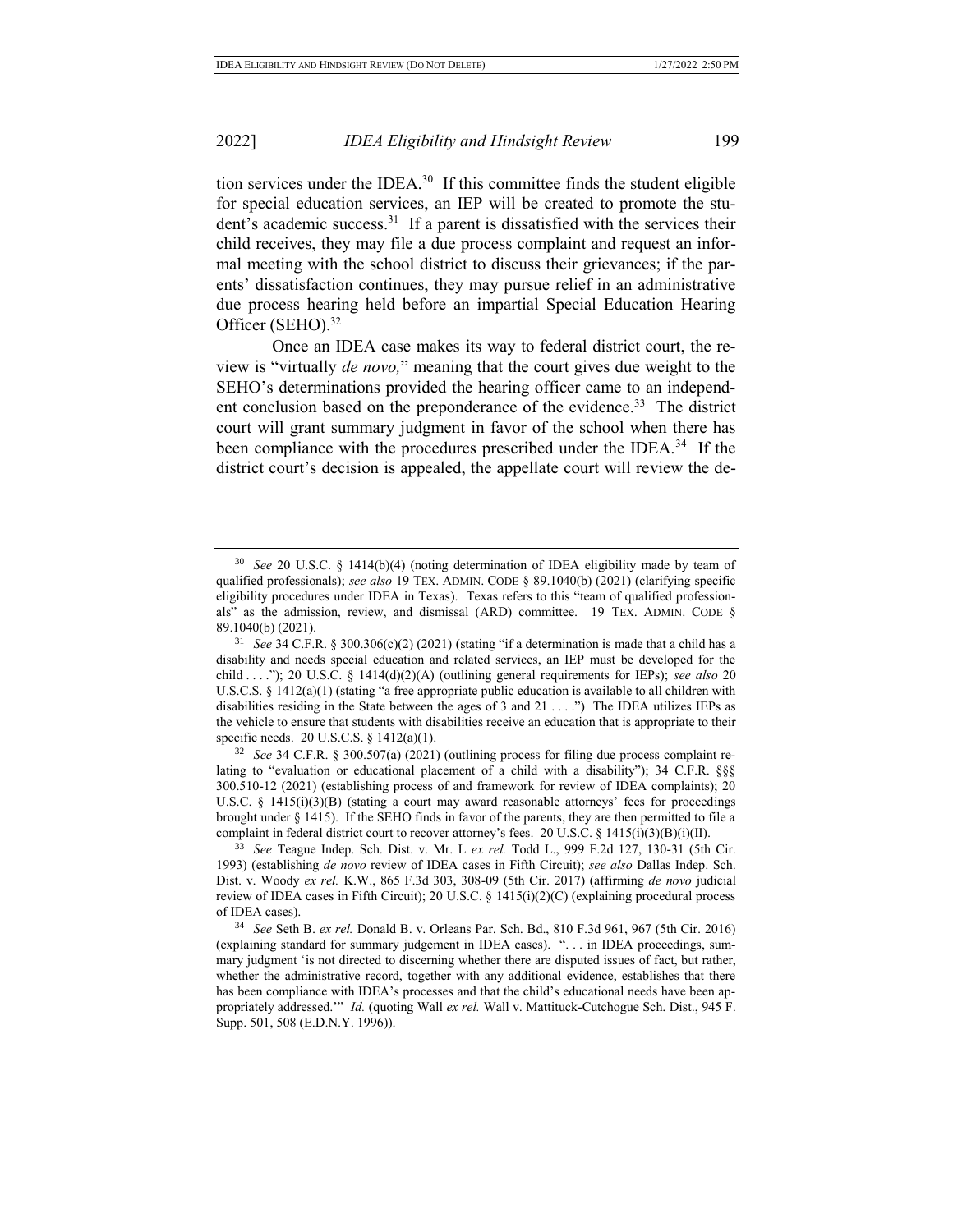tion services under the IDEA.[30] If this committee finds the student eligible for special education services, an IEP will be created to promote the student's academic success.[31] If a parent is dissatisfied with the services their child receives, they may file a due process complaint and request an informal meeting with the school district to discuss their grievances; if the parents' dissatisfaction continues, they may pursue relief in an administrative due process hearing held before an impartial Special Education Hearing Officer (SEHO).[32]

Once an IDEA case makes its way to federal district court, the review is "virtually *de novo,*" meaning that the court gives due weight to the SEHO's determinations provided the hearing officer came to an independent conclusion based on the preponderance of the evidence.[33] The district court will grant summary judgment in favor of the school when there has been compliance with the procedures prescribed under the IDEA.[34] If the district court's decision is appealed, the appellate court will review the de-

---

[30] *See* 20 U.S.C. § 1414(b)(4) (noting determination of IDEA eligibility made by team of qualified professionals); *see also* 19 TEX. ADMIN. CODE § 89.1040(b) (2021) (clarifying specific eligibility procedures under IDEA in Texas). Texas refers to this "team of qualified professionals" as the admission, review, and dismissal (ARD) committee. 19 TEX. ADMIN. CODE § 89.1040(b) (2021).

[31] *See* 34 C.F.R. § 300.306(c)(2) (2021) (stating "if a determination is made that a child has a disability and needs special education and related services, an IEP must be developed for the child . . . ."); 20 U.S.C. § 1414(d)(2)(A) (outlining general requirements for IEPs); *see also* 20 U.S.C.S. § 1412(a)(1) (stating "a free appropriate public education is available to all children with disabilities residing in the State between the ages of 3 and 21 . . . .") The IDEA utilizes IEPs as the vehicle to ensure that students with disabilities receive an education that is appropriate to their specific needs. 20 U.S.C.S. § 1412(a)(1).

[32] *See* 34 C.F.R. § 300.507(a) (2021) (outlining process for filing due process complaint relating to "evaluation or educational placement of a child with a disability"); 34 C.F.R. §§§ 300.510-12 (2021) (establishing process of and framework for review of IDEA complaints); 20 U.S.C. § 1415(i)(3)(B) (stating a court may award reasonable attorneys' fees for proceedings brought under § 1415). If the SEHO finds in favor of the parents, they are then permitted to file a complaint in federal district court to recover attorney's fees. 20 U.S.C. § 1415(i)(3)(B)(i)(II).

[33] *See* Teague Indep. Sch. Dist. v. Mr. L *ex rel.* Todd L., 999 F.2d 127, 130-31 (5th Cir. 1993) (establishing *de novo* review of IDEA cases in Fifth Circuit); *see also* Dallas Indep. Sch. Dist. v. Woody *ex rel.* K.W., 865 F.3d 303, 308-09 (5th Cir. 2017) (affirming *de novo* judicial review of IDEA cases in Fifth Circuit); 20 U.S.C. § 1415(i)(2)(C) (explaining procedural process of IDEA cases).

[34] *See* Seth B. *ex rel.* Donald B. v. Orleans Par. Sch. Bd., 810 F.3d 961, 967 (5th Cir. 2016) (explaining standard for summary judgement in IDEA cases). ". . . in IDEA proceedings, summary judgment 'is not directed to discerning whether there are disputed issues of fact, but rather, whether the administrative record, together with any additional evidence, establishes that there has been compliance with IDEA's processes and that the child's educational needs have been appropriately addressed.'" *Id.* (quoting Wall *ex rel.* Wall v. Mattituck-Cutchogue Sch. Dist., 945 F. Supp. 501, 508 (E.D.N.Y. 1996)).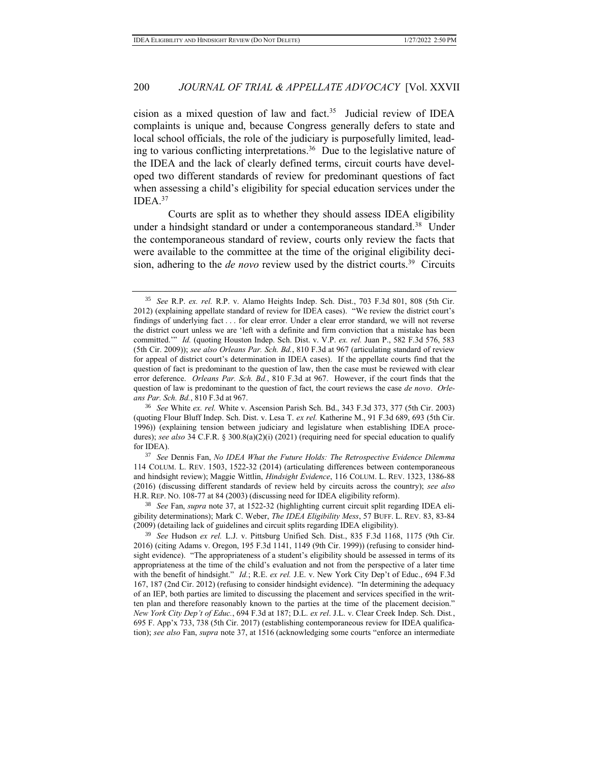cision as a mixed question of law and fact.[35] Judicial review of IDEA complaints is unique and, because Congress generally defers to state and local school officials, the role of the judiciary is purposefully limited, leading to various conflicting interpretations.[36] Due to the legislative nature of the IDEA and the lack of clearly defined terms, circuit courts have developed two different standards of review for predominant questions of fact when assessing a child's eligibility for special education services under the IDEA.[37]

Courts are split as to whether they should assess IDEA eligibility under a hindsight standard or under a contemporaneous standard.[38] Under the contemporaneous standard of review, courts only review the facts that were available to the committee at the time of the original eligibility decision, adhering to the *de novo* review used by the district courts.[39] Circuits

---

[35] *See* R.P. *ex. rel.* R.P. v. Alamo Heights Indep. Sch. Dist., 703 F.3d 801, 808 (5th Cir. 2012) (explaining appellate standard of review for IDEA cases). "We review the district court's findings of underlying fact . . . for clear error. Under a clear error standard, we will not reverse the district court unless we are 'left with a definite and firm conviction that a mistake has been committed.'" *Id.* (quoting Houston Indep. Sch. Dist. v. V.P. *ex. rel.* Juan P., 582 F.3d 576, 583 (5th Cir. 2009)); *see also Orleans Par. Sch. Bd.*, 810 F.3d at 967 (articulating standard of review for appeal of district court's determination in IDEA cases). If the appellate courts find that the question of fact is predominant to the question of law, then the case must be reviewed with clear error deference. *Orleans Par. Sch. Bd.*, 810 F.3d at 967. However, if the court finds that the question of law is predominant to the question of fact, the court reviews the case *de novo*. *Orleans Par. Sch. Bd.*, 810 F.3d at 967.

[36] *See* White *ex. rel.* White v. Ascension Parish Sch. Bd., 343 F.3d 373, 377 (5th Cir. 2003) (quoting Flour Bluff Indep. Sch. Dist. v. Lesa T. *ex rel.* Katherine M., 91 F.3d 689, 693 (5th Cir. 1996)) (explaining tension between judiciary and legislature when establishing IDEA procedures); *see also* 34 C.F.R. § 300.8(a)(2)(i) (2021) (requiring need for special education to qualify for IDEA).

[37] *See* Dennis Fan, *No IDEA What the Future Holds: The Retrospective Evidence Dilemma* 114 COLUM. L. REV. 1503, 1522-32 (2014) (articulating differences between contemporaneous and hindsight review); Maggie Wittlin, *Hindsight Evidence*, 116 COLUM. L. REV. 1323, 1386-88 (2016) (discussing different standards of review held by circuits across the country); *see also* H.R. REP. NO. 108-77 at 84 (2003) (discussing need for IDEA eligibility reform).

[38] *See* Fan, *supra* note 37, at 1522-32 (highlighting current circuit split regarding IDEA eligibility determinations); Mark C. Weber, *The IDEA Eligibility Mess*, 57 BUFF. L. REV. 83, 83-84 (2009) (detailing lack of guidelines and circuit splits regarding IDEA eligibility).

[39] *See* Hudson *ex rel.* L.J. v. Pittsburg Unified Sch. Dist., 835 F.3d 1168, 1175 (9th Cir. 2016) (citing Adams v. Oregon, 195 F.3d 1141, 1149 (9th Cir. 1999)) (refusing to consider hindsight evidence). "The appropriateness of a student's eligibility should be assessed in terms of its appropriateness at the time of the child's evaluation and not from the perspective of a later time with the benefit of hindsight." *Id.*; R.E. *ex rel.* J.E. v. New York City Dep't of Educ., 694 F.3d 167, 187 (2nd Cir. 2012) (refusing to consider hindsight evidence). "In determining the adequacy of an IEP, both parties are limited to discussing the placement and services specified in the written plan and therefore reasonably known to the parties at the time of the placement decision." *New York City Dep't of Educ.*, 694 F.3d at 187; D.L. *ex rel*. J.L. v. Clear Creek Indep. Sch. Dist., 695 F. App'x 733, 738 (5th Cir. 2017) (establishing contemporaneous review for IDEA qualification); *see also* Fan, *supra* note 37, at 1516 (acknowledging some courts "enforce an intermediate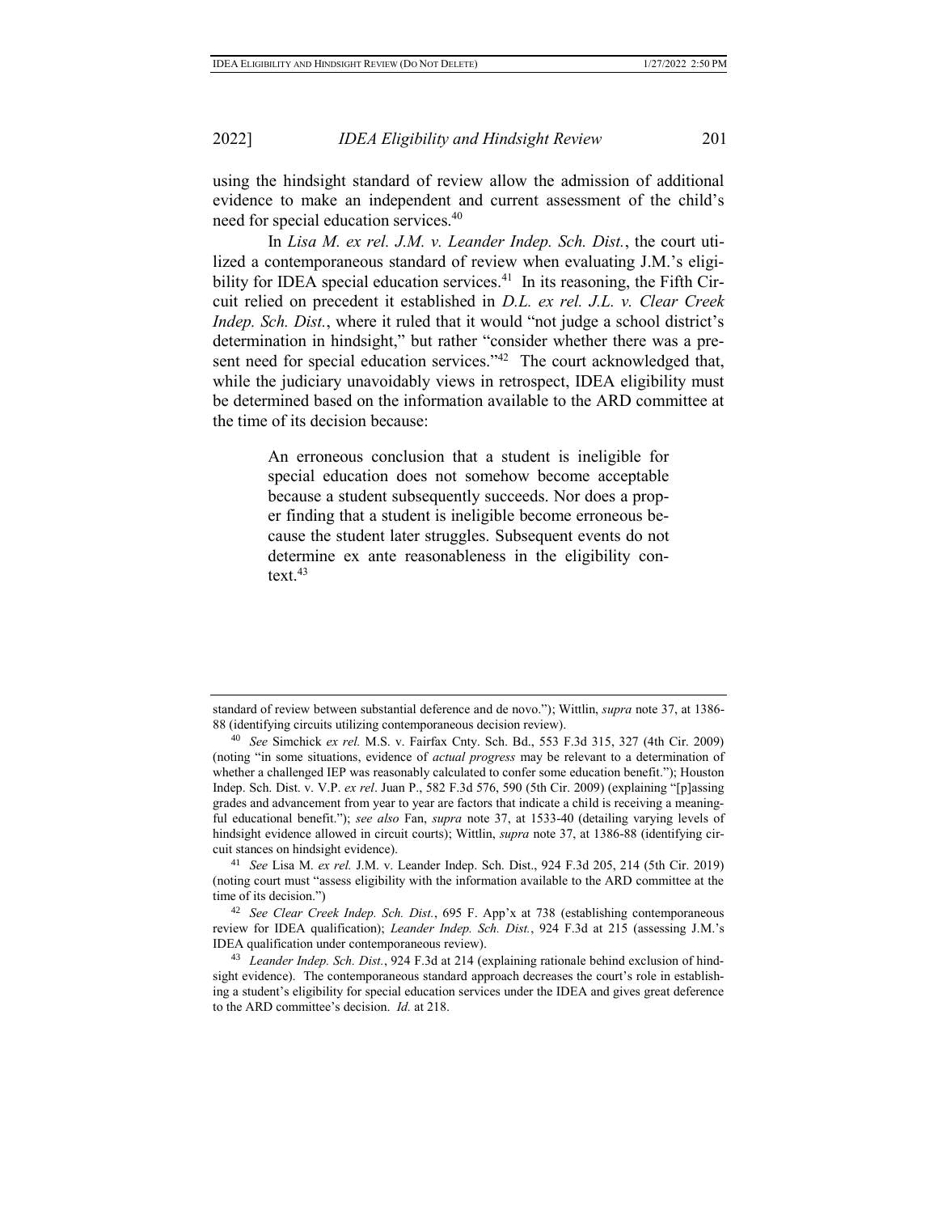using the hindsight standard of review allow the admission of additional evidence to make an independent and current assessment of the child's need for special education services.[40]

In *Lisa M. ex rel. J.M. v. Leander Indep. Sch. Dist.*, the court utilized a contemporaneous standard of review when evaluating J.M.'s eligibility for IDEA special education services.[41] In its reasoning, the Fifth Circuit relied on precedent it established in *D.L. ex rel. J.L. v. Clear Creek Indep. Sch. Dist.*, where it ruled that it would "not judge a school district's determination in hindsight," but rather "consider whether there was a present need for special education services."[42] The court acknowledged that, while the judiciary unavoidably views in retrospect, IDEA eligibility must be determined based on the information available to the ARD committee at the time of its decision because:

> An erroneous conclusion that a student is ineligible for special education does not somehow become acceptable because a student subsequently succeeds. Nor does a proper finding that a student is ineligible become erroneous because the student later struggles. Subsequent events do not determine ex ante reasonableness in the eligibility context.[43]

---

standard of review between substantial deference and de novo."); Wittlin, *supra* note 37, at 1386-88 (identifying circuits utilizing contemporaneous decision review).

[40] *See* Simchick *ex rel.* M.S. v. Fairfax Cnty. Sch. Bd., 553 F.3d 315, 327 (4th Cir. 2009) (noting "in some situations, evidence of *actual progress* may be relevant to a determination of whether a challenged IEP was reasonably calculated to confer some education benefit."); Houston Indep. Sch. Dist. v. V.P. *ex rel*. Juan P., 582 F.3d 576, 590 (5th Cir. 2009) (explaining "[p]assing grades and advancement from year to year are factors that indicate a child is receiving a meaningful educational benefit."); *see also* Fan, *supra* note 37, at 1533-40 (detailing varying levels of hindsight evidence allowed in circuit courts); Wittlin, *supra* note 37, at 1386-88 (identifying circuit stances on hindsight evidence).

[41] *See* Lisa M. *ex rel.* J.M. v. Leander Indep. Sch. Dist., 924 F.3d 205, 214 (5th Cir. 2019) (noting court must "assess eligibility with the information available to the ARD committee at the time of its decision.")

[42] *See Clear Creek Indep. Sch. Dist.*, 695 F. App'x at 738 (establishing contemporaneous review for IDEA qualification); *Leander Indep. Sch. Dist.*, 924 F.3d at 215 (assessing J.M.'s IDEA qualification under contemporaneous review).

[43] *Leander Indep. Sch. Dist.*, 924 F.3d at 214 (explaining rationale behind exclusion of hindsight evidence). The contemporaneous standard approach decreases the court's role in establishing a student's eligibility for special education services under the IDEA and gives great deference to the ARD committee's decision. *Id.* at 218.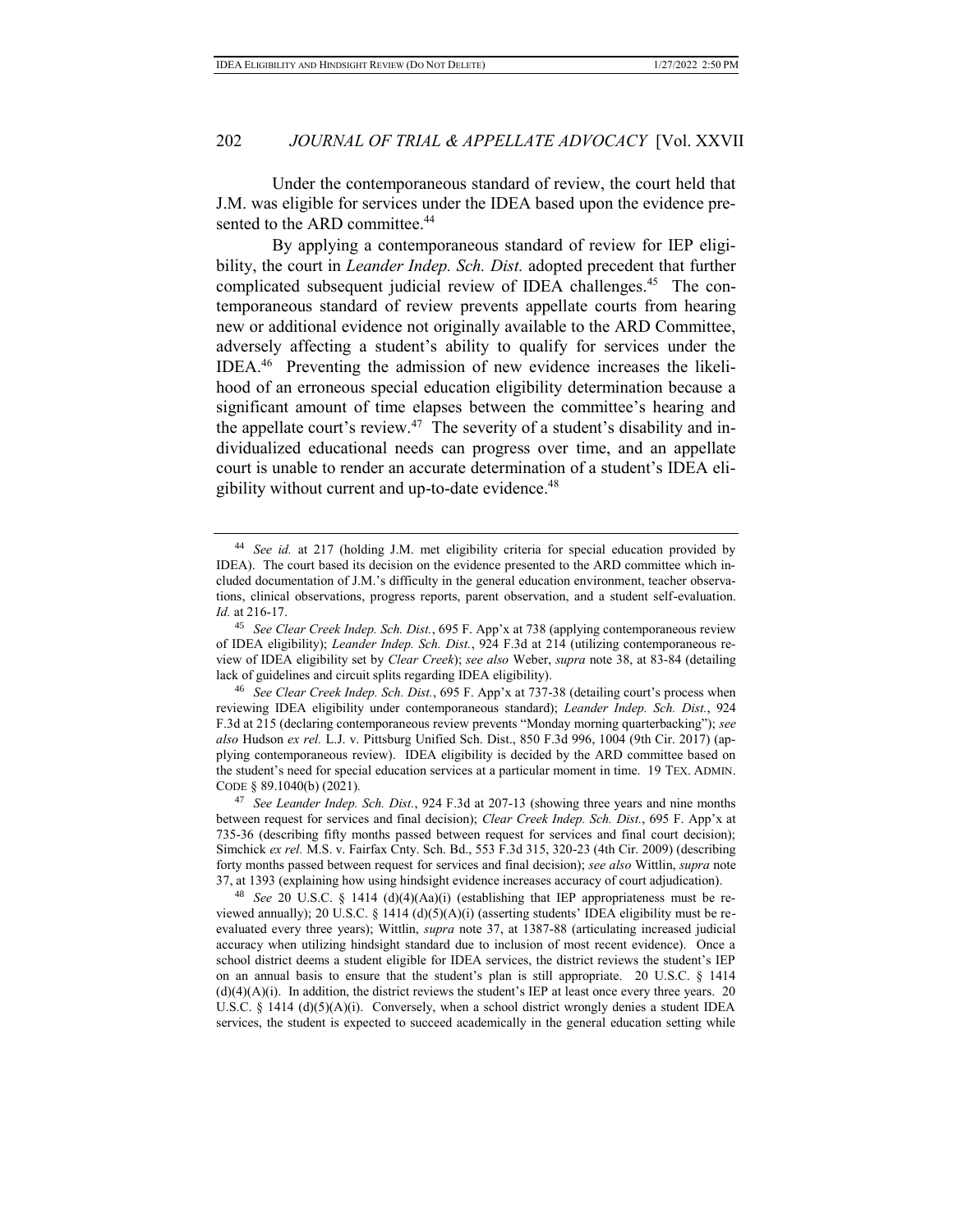Under the contemporaneous standard of review, the court held that J.M. was eligible for services under the IDEA based upon the evidence presented to the ARD committee.[44]

By applying a contemporaneous standard of review for IEP eligibility, the court in *Leander Indep. Sch. Dist.* adopted precedent that further complicated subsequent judicial review of IDEA challenges.[45] The contemporaneous standard of review prevents appellate courts from hearing new or additional evidence not originally available to the ARD Committee, adversely affecting a student's ability to qualify for services under the IDEA.[46] Preventing the admission of new evidence increases the likelihood of an erroneous special education eligibility determination because a significant amount of time elapses between the committee's hearing and the appellate court's review.[47] The severity of a student's disability and individualized educational needs can progress over time, and an appellate court is unable to render an accurate determination of a student's IDEA eligibility without current and up-to-date evidence.[48]

---

[44] *See id.* at 217 (holding J.M. met eligibility criteria for special education provided by IDEA). The court based its decision on the evidence presented to the ARD committee which included documentation of J.M.'s difficulty in the general education environment, teacher observations, clinical observations, progress reports, parent observation, and a student self-evaluation. *Id.* at 216-17.

[45] *See Clear Creek Indep. Sch. Dist.*, 695 F. App'x at 738 (applying contemporaneous review of IDEA eligibility); *Leander Indep. Sch. Dist.*, 924 F.3d at 214 (utilizing contemporaneous review of IDEA eligibility set by *Clear Creek*); *see also* Weber, *supra* note 38, at 83-84 (detailing lack of guidelines and circuit splits regarding IDEA eligibility).

[46] *See Clear Creek Indep. Sch. Dist.*, 695 F. App'x at 737-38 (detailing court's process when reviewing IDEA eligibility under contemporaneous standard); *Leander Indep. Sch. Dist.*, 924 F.3d at 215 (declaring contemporaneous review prevents "Monday morning quarterbacking"); *see also* Hudson *ex rel.* L.J. v. Pittsburg Unified Sch. Dist., 850 F.3d 996, 1004 (9th Cir. 2017) (applying contemporaneous review). IDEA eligibility is decided by the ARD committee based on the student's need for special education services at a particular moment in time. 19 TEX. ADMIN. CODE § 89.1040(b) (2021).

[47] *See Leander Indep. Sch. Dist.*, 924 F.3d at 207-13 (showing three years and nine months between request for services and final decision); *Clear Creek Indep. Sch. Dist.*, 695 F. App'x at 735-36 (describing fifty months passed between request for services and final court decision); Simchick *ex rel.* M.S. v. Fairfax Cnty. Sch. Bd., 553 F.3d 315, 320-23 (4th Cir. 2009) (describing forty months passed between request for services and final decision); *see also* Wittlin, *supra* note 37, at 1393 (explaining how using hindsight evidence increases accuracy of court adjudication).

[48] *See* 20 U.S.C. § 1414 (d)(4)(Aa)(i) (establishing that IEP appropriateness must be reviewed annually); 20 U.S.C. § 1414 (d)(5)(A)(i) (asserting students' IDEA eligibility must be reevaluated every three years); Wittlin, *supra* note 37, at 1387-88 (articulating increased judicial accuracy when utilizing hindsight standard due to inclusion of most recent evidence). Once a school district deems a student eligible for IDEA services, the district reviews the student's IEP on an annual basis to ensure that the student's plan is still appropriate. 20 U.S.C. § 1414 (d)(4)(A)(i). In addition, the district reviews the student's IEP at least once every three years. 20 U.S.C. § 1414 (d)(5)(A)(i). Conversely, when a school district wrongly denies a student IDEA services, the student is expected to succeed academically in the general education setting while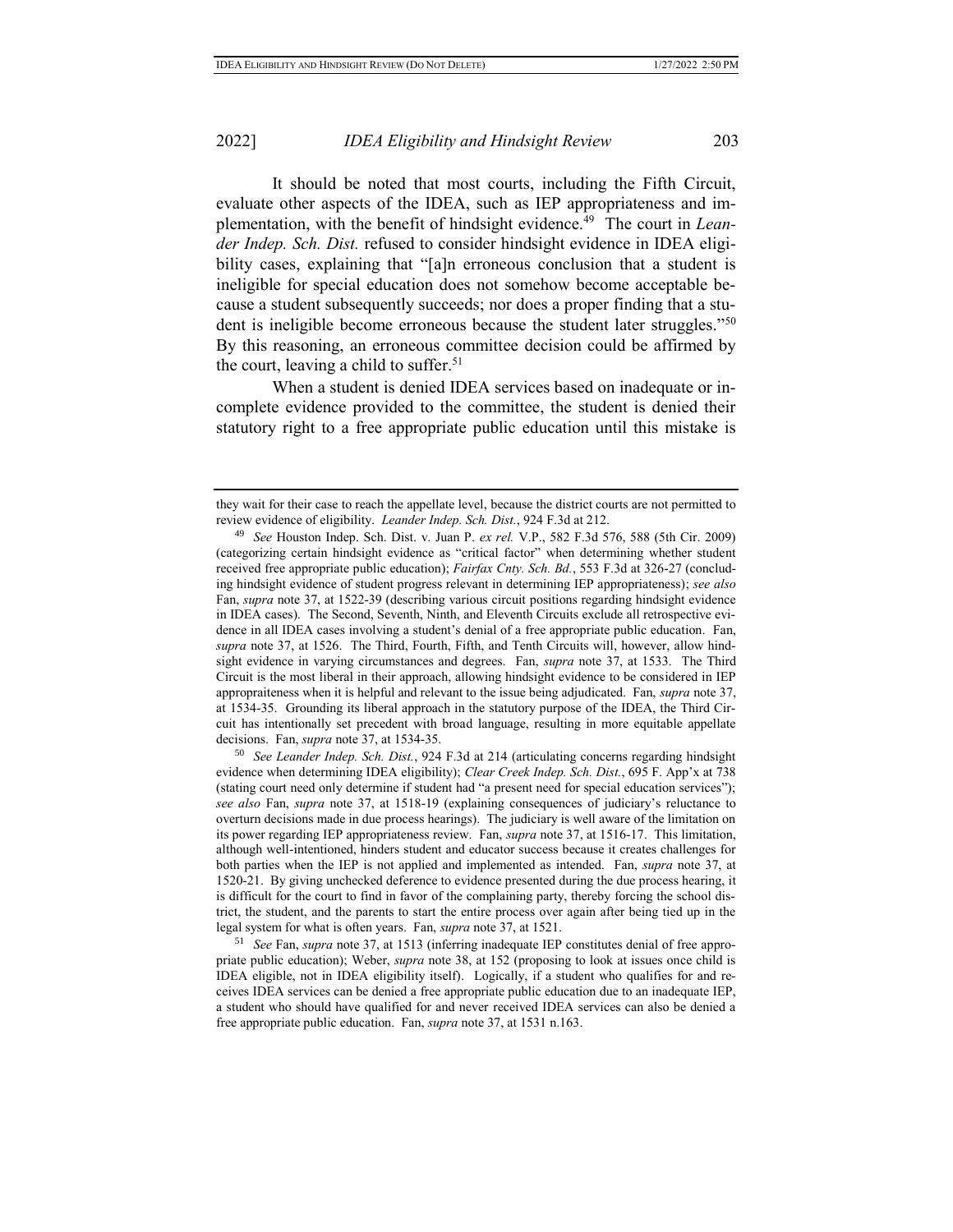It should be noted that most courts, including the Fifth Circuit, evaluate other aspects of the IDEA, such as IEP appropriateness and implementation, with the benefit of hindsight evidence.[49] The court in *Leander Indep. Sch. Dist.* refused to consider hindsight evidence in IDEA eligibility cases, explaining that "[a]n erroneous conclusion that a student is ineligible for special education does not somehow become acceptable because a student subsequently succeeds; nor does a proper finding that a student is ineligible become erroneous because the student later struggles."[50] By this reasoning, an erroneous committee decision could be affirmed by the court, leaving a child to suffer.[51]

When a student is denied IDEA services based on inadequate or incomplete evidence provided to the committee, the student is denied their statutory right to a free appropriate public education until this mistake is

---

they wait for their case to reach the appellate level, because the district courts are not permitted to review evidence of eligibility. *Leander Indep. Sch. Dist.*, 924 F.3d at 212.

[49] *See* Houston Indep. Sch. Dist. v. Juan P. *ex rel.* V.P., 582 F.3d 576, 588 (5th Cir. 2009) (categorizing certain hindsight evidence as "critical factor" when determining whether student received free appropriate public education); *Fairfax Cnty. Sch. Bd.*, 553 F.3d at 326-27 (concluding hindsight evidence of student progress relevant in determining IEP appropriateness); *see also* Fan, *supra* note 37, at 1522-39 (describing various circuit positions regarding hindsight evidence in IDEA cases). The Second, Seventh, Ninth, and Eleventh Circuits exclude all retrospective evidence in all IDEA cases involving a student's denial of a free appropriate public education. Fan, *supra* note 37, at 1526. The Third, Fourth, Fifth, and Tenth Circuits will, however, allow hindsight evidence in varying circumstances and degrees. Fan, *supra* note 37, at 1533. The Third Circuit is the most liberal in their approach, allowing hindsight evidence to be considered in IEP appropraiteness when it is helpful and relevant to the issue being adjudicated. Fan, *supra* note 37, at 1534-35. Grounding its liberal approach in the statutory purpose of the IDEA, the Third Circuit has intentionally set precedent with broad language, resulting in more equitable appellate decisions. Fan, *supra* note 37, at 1534-35.

[50] *See Leander Indep. Sch. Dist.*, 924 F.3d at 214 (articulating concerns regarding hindsight evidence when determining IDEA eligibility); *Clear Creek Indep. Sch. Dist.*, 695 F. App'x at 738 (stating court need only determine if student had "a present need for special education services"); *see also* Fan, *supra* note 37, at 1518-19 (explaining consequences of judiciary's reluctance to overturn decisions made in due process hearings). The judiciary is well aware of the limitation on its power regarding IEP appropriateness review. Fan, *supra* note 37, at 1516-17. This limitation, although well-intentioned, hinders student and educator success because it creates challenges for both parties when the IEP is not applied and implemented as intended. Fan, *supra* note 37, at 1520-21. By giving unchecked deference to evidence presented during the due process hearing, it is difficult for the court to find in favor of the complaining party, thereby forcing the school district, the student, and the parents to start the entire process over again after being tied up in the legal system for what is often years. Fan, *supra* note 37, at 1521.

[51] *See* Fan, *supra* note 37, at 1513 (inferring inadequate IEP constitutes denial of free appropriate public education); Weber, *supra* note 38, at 152 (proposing to look at issues once child is IDEA eligible, not in IDEA eligibility itself). Logically, if a student who qualifies for and receives IDEA services can be denied a free appropriate public education due to an inadequate IEP, a student who should have qualified for and never received IDEA services can also be denied a free appropriate public education. Fan, *supra* note 37, at 1531 n.163.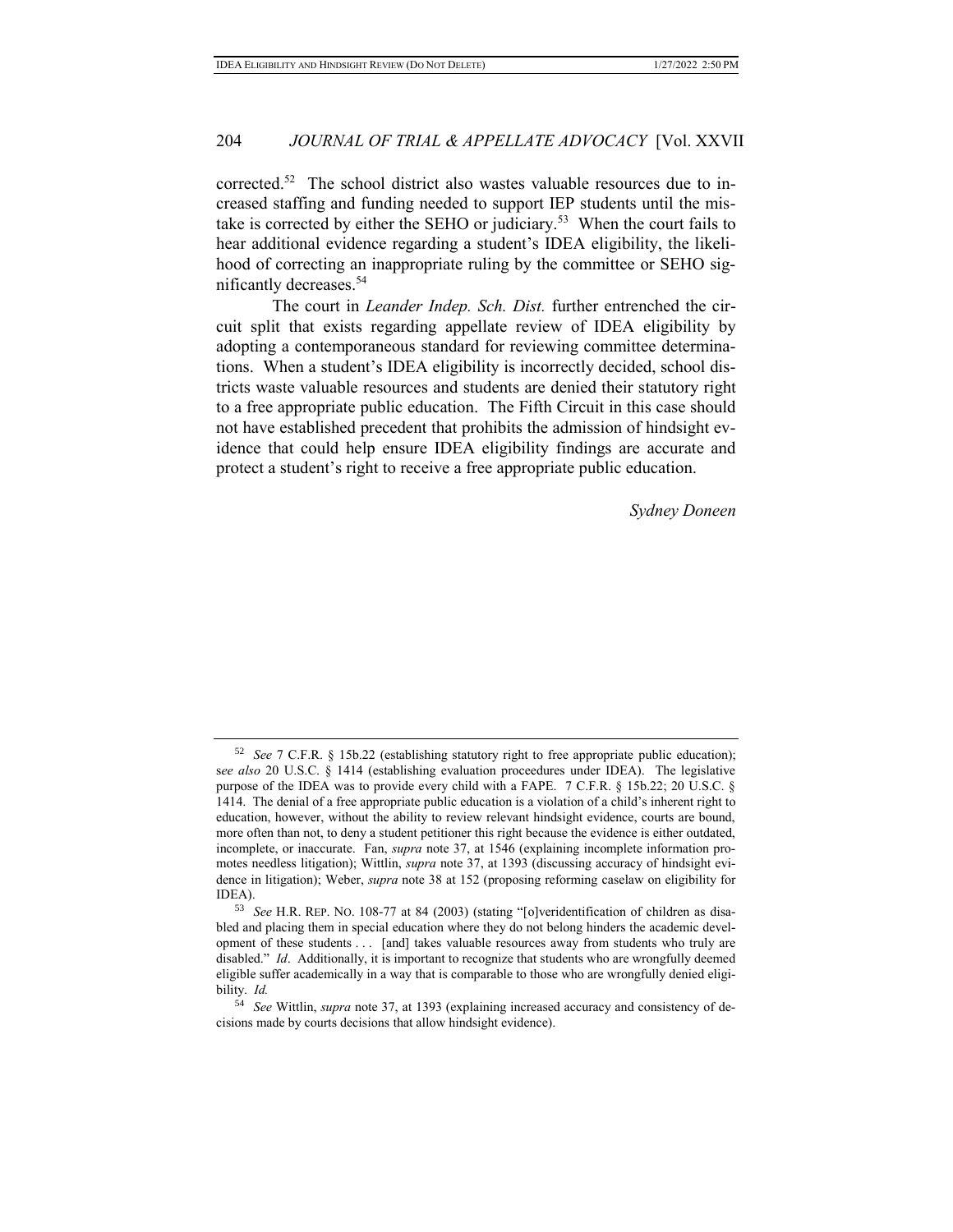corrected.[52] The school district also wastes valuable resources due to increased staffing and funding needed to support IEP students until the mistake is corrected by either the SEHO or judiciary.[53] When the court fails to hear additional evidence regarding a student's IDEA eligibility, the likelihood of correcting an inappropriate ruling by the committee or SEHO significantly decreases.[54]

The court in *Leander Indep. Sch. Dist.* further entrenched the circuit split that exists regarding appellate review of IDEA eligibility by adopting a contemporaneous standard for reviewing committee determinations. When a student's IDEA eligibility is incorrectly decided, school districts waste valuable resources and students are denied their statutory right to a free appropriate public education. The Fifth Circuit in this case should not have established precedent that prohibits the admission of hindsight evidence that could help ensure IDEA eligibility findings are accurate and protect a student's right to receive a free appropriate public education.

*Sydney Doneen*

---

[52] *See* 7 C.F.R. § 15b.22 (establishing statutory right to free appropriate public education); s*ee also* 20 U.S.C. § 1414 (establishing evaluation proceedures under IDEA). The legislative purpose of the IDEA was to provide every child with a FAPE. 7 C.F.R. § 15b.22; 20 U.S.C. § 1414. The denial of a free appropriate public education is a violation of a child's inherent right to education, however, without the ability to review relevant hindsight evidence, courts are bound, more often than not, to deny a student petitioner this right because the evidence is either outdated, incomplete, or inaccurate. Fan, *supra* note 37, at 1546 (explaining incomplete information promotes needless litigation); Wittlin, *supra* note 37, at 1393 (discussing accuracy of hindsight evidence in litigation); Weber, *supra* note 38 at 152 (proposing reforming caselaw on eligibility for IDEA).

[53] *See* H.R. REP. NO. 108-77 at 84 (2003) (stating "[o]veridentification of children as disabled and placing them in special education where they do not belong hinders the academic development of these students . . . [and] takes valuable resources away from students who truly are disabled." *Id*. Additionally, it is important to recognize that students who are wrongfully deemed eligible suffer academically in a way that is comparable to those who are wrongfully denied eligibility. *Id.*

[54] *See* Wittlin, *supra* note 37, at 1393 (explaining increased accuracy and consistency of decisions made by courts decisions that allow hindsight evidence).